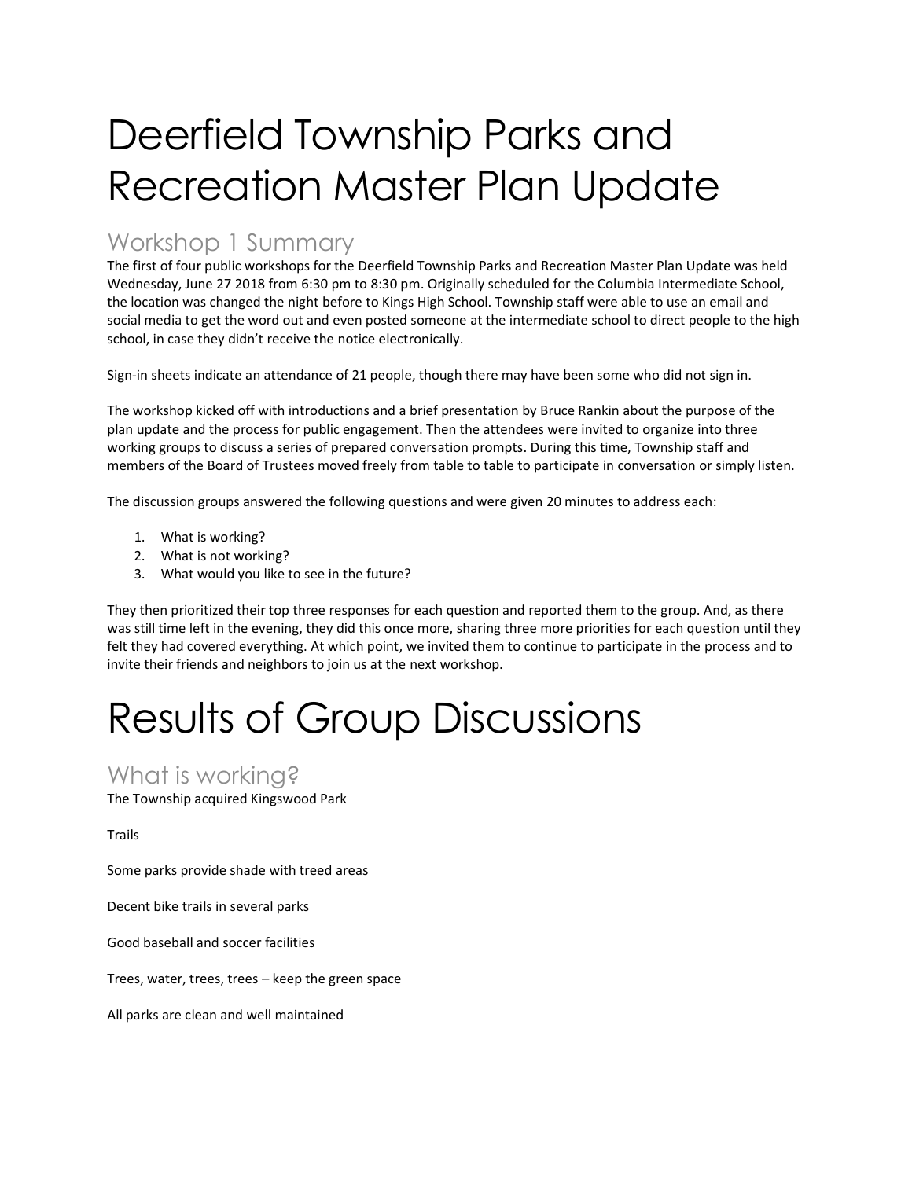# Deerfield Township Parks and Recreation Master Plan Update

## Workshop 1 Summary

The first of four public workshops for the Deerfield Township Parks and Recreation Master Plan Update was held Wednesday, June 27 2018 from 6:30 pm to 8:30 pm. Originally scheduled for the Columbia Intermediate School, the location was changed the night before to Kings High School. Township staff were able to use an email and social media to get the word out and even posted someone at the intermediate school to direct people to the high school, in case they didn't receive the notice electronically.

Sign-in sheets indicate an attendance of 21 people, though there may have been some who did not sign in.

The workshop kicked off with introductions and a brief presentation by Bruce Rankin about the purpose of the plan update and the process for public engagement. Then the attendees were invited to organize into three working groups to discuss a series of prepared conversation prompts. During this time, Township staff and members of the Board of Trustees moved freely from table to table to participate in conversation or simply listen.

The discussion groups answered the following questions and were given 20 minutes to address each:

1. What is working?
2. What is not working?
3. What would you like to see in the future?

They then prioritized their top three responses for each question and reported them to the group. And, as there was still time left in the evening, they did this once more, sharing three more priorities for each question until they felt they had covered everything. At which point, we invited them to continue to participate in the process and to invite their friends and neighbors to join us at the next workshop.

# Results of Group Discussions

## What is working?

The Township acquired Kingswood Park

Trails

Some parks provide shade with treed areas

Decent bike trails in several parks

Good baseball and soccer facilities

Trees, water, trees, trees – keep the green space

All parks are clean and well maintained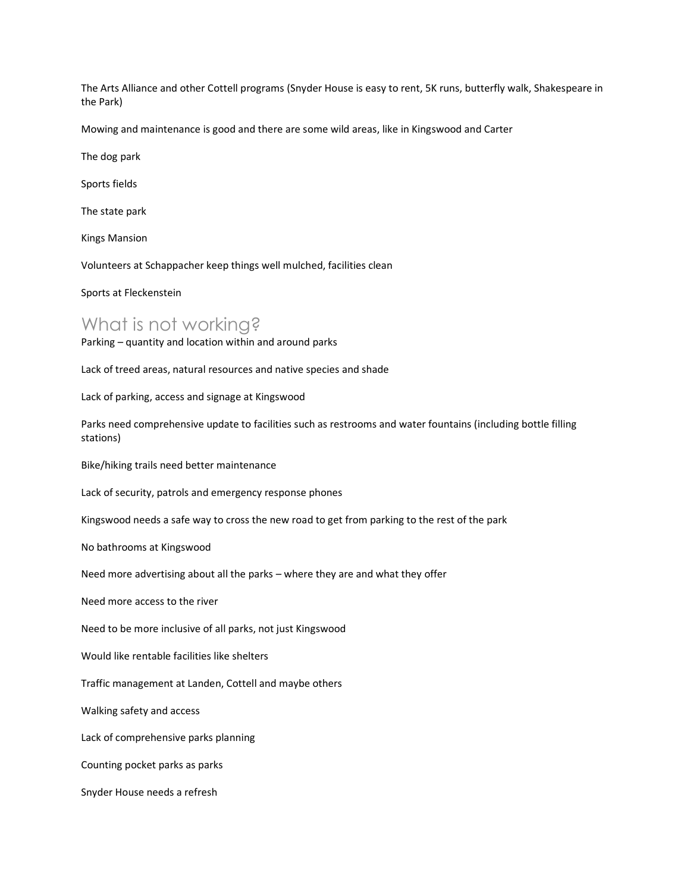The Arts Alliance and other Cottell programs (Snyder House is easy to rent, 5K runs, butterfly walk, Shakespeare in the Park)

Mowing and maintenance is good and there are some wild areas, like in Kingswood and Carter

The dog park

Sports fields

The state park

Kings Mansion

Volunteers at Schappacher keep things well mulched, facilities clean

Sports at Fleckenstein

## What is not working?

Parking – quantity and location within and around parks

Lack of treed areas, natural resources and native species and shade

Lack of parking, access and signage at Kingswood

Parks need comprehensive update to facilities such as restrooms and water fountains (including bottle filling stations)

Bike/hiking trails need better maintenance

Lack of security, patrols and emergency response phones

Kingswood needs a safe way to cross the new road to get from parking to the rest of the park

No bathrooms at Kingswood

Need more advertising about all the parks – where they are and what they offer

Need more access to the river

Need to be more inclusive of all parks, not just Kingswood

Would like rentable facilities like shelters

Traffic management at Landen, Cottell and maybe others

Walking safety and access

Lack of comprehensive parks planning

Counting pocket parks as parks

Snyder House needs a refresh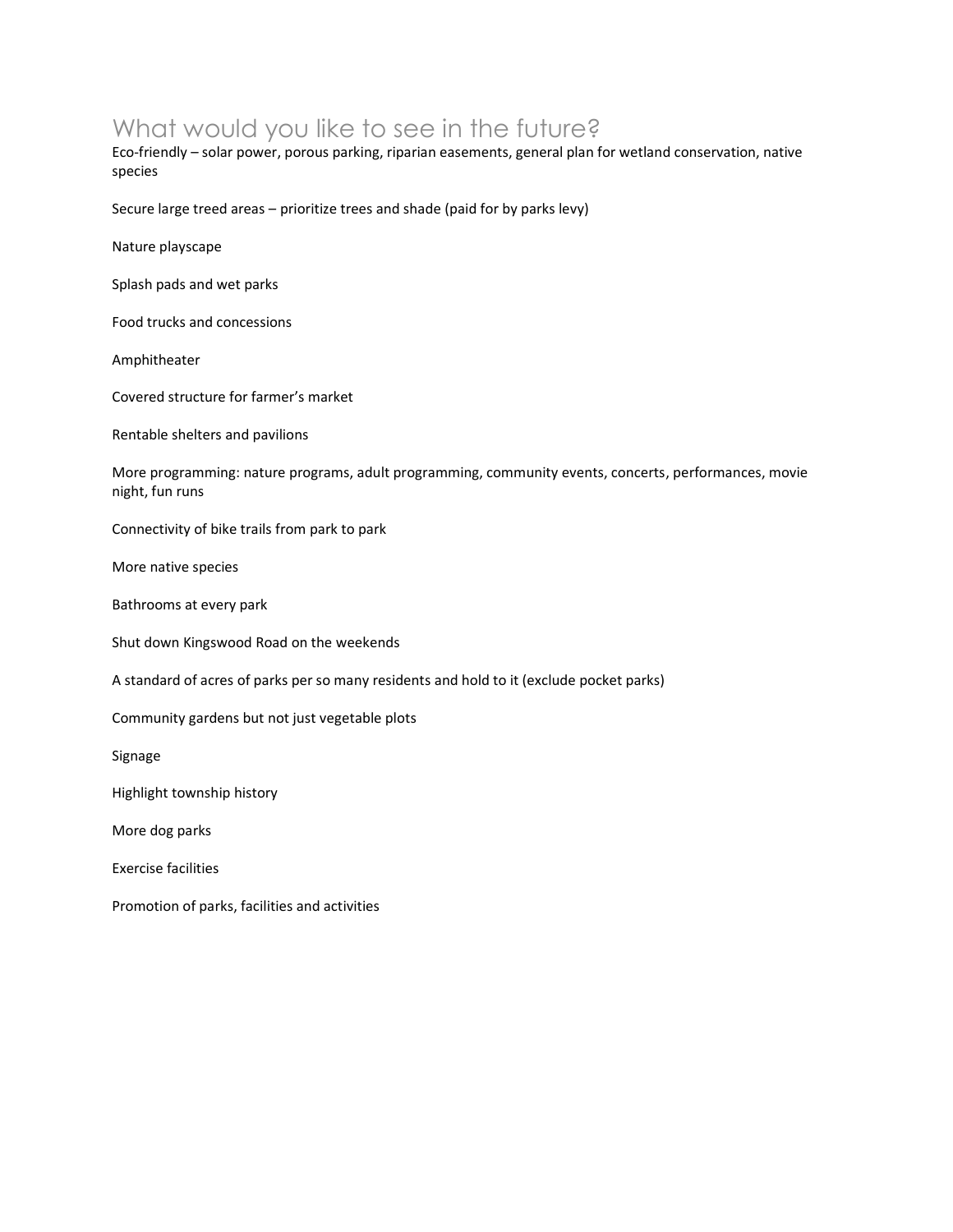## What would you like to see in the future?

Eco-friendly – solar power, porous parking, riparian easements, general plan for wetland conservation, native species

Secure large treed areas – prioritize trees and shade (paid for by parks levy)

Nature playscape

Splash pads and wet parks

Food trucks and concessions

Amphitheater

Covered structure for farmer's market

Rentable shelters and pavilions

More programming: nature programs, adult programming, community events, concerts, performances, movie night, fun runs

Connectivity of bike trails from park to park

More native species

Bathrooms at every park

Shut down Kingswood Road on the weekends

A standard of acres of parks per so many residents and hold to it (exclude pocket parks)

Community gardens but not just vegetable plots

Signage

Highlight township history

More dog parks

Exercise facilities

Promotion of parks, facilities and activities